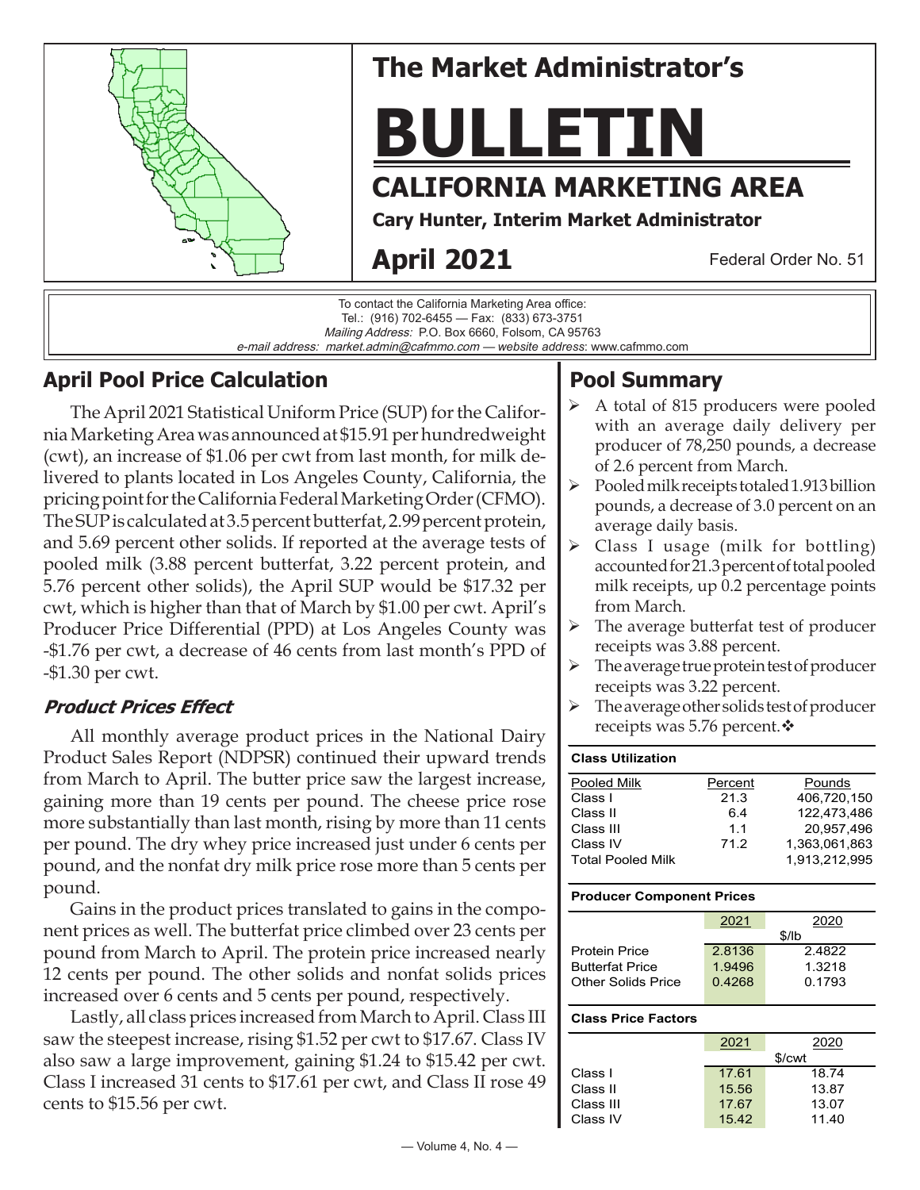# The Market Administrator's

# BULLETIN

## CALIFORNIA MARKETING AREA

**Cary Hunter, Interim Market Administrator**

**April 2021**

Federal Order No. 51

To contact the California Marketing Area office:
Tel.: (916) 702-6455 — Fax: (833) 673-3751
*Mailing Address:* P.O. Box 6660, Folsom, CA 95763
*e-mail address: market.admin@cafmmo.com — website address*: www.cafmmo.com

## April Pool Price Calculation

The April 2021 Statistical Uniform Price (SUP) for the California Marketing Area was announced at $15.91 per hundredweight (cwt), an increase of $1.06 per cwt from last month, for milk delivered to plants located in Los Angeles County, California, the pricing point for the California Federal Marketing Order (CFMO). The SUP is calculated at 3.5 percent butterfat, 2.99 percent protein, and 5.69 percent other solids. If reported at the average tests of pooled milk (3.88 percent butterfat, 3.22 percent protein, and 5.76 percent other solids), the April SUP would be $17.32 per cwt, which is higher than that of March by $1.00 per cwt. April's Producer Price Differential (PPD) at Los Angeles County was -$1.76 per cwt, a decrease of 46 cents from last month's PPD of -$1.30 per cwt.

### *Product Prices Effect*

All monthly average product prices in the National Dairy Product Sales Report (NDPSR) continued their upward trends from March to April. The butter price saw the largest increase, gaining more than 19 cents per pound. The cheese price rose more substantially than last month, rising by more than 11 cents per pound. The dry whey price increased just under 6 cents per pound, and the nonfat dry milk price rose more than 5 cents per pound.

Gains in the product prices translated to gains in the component prices as well. The butterfat price climbed over 23 cents per pound from March to April. The protein price increased nearly 12 cents per pound. The other solids and nonfat solids prices increased over 6 cents and 5 cents per pound, respectively.

Lastly, all class prices increased from March to April. Class III saw the steepest increase, rising $1.52 per cwt to $17.67. Class IV also saw a large improvement, gaining $1.24 to $15.42 per cwt. Class I increased 31 cents to $17.61 per cwt, and Class II rose 49 cents to $15.56 per cwt.

## Pool Summary

- A total of 815 producers were pooled with an average daily delivery per producer of 78,250 pounds, a decrease of 2.6 percent from March.
- Pooled milk receipts totaled 1.913 billion pounds, a decrease of 3.0 percent on an average daily basis.
- Class I usage (milk for bottling) accounted for 21.3 percent of total pooled milk receipts, up 0.2 percentage points from March.
- The average butterfat test of producer receipts was 3.88 percent.
- The average true protein test of producer receipts was 3.22 percent.
- The average other solids test of producer receipts was 5.76 percent.❖

**Class Utilization**

| Pooled Milk | Percent | Pounds |
|---|---|---|
| Class I | 21.3 | 406,720,150 |
| Class II | 6.4 | 122,473,486 |
| Class III | 1.1 | 20,957,496 |
| Class IV | 71.2 | 1,363,061,863 |
| Total Pooled Milk | | 1,913,212,995 |

**Producer Component Prices**

| | 2021 | 2020 |
|---|---|---|
| | $/lb | |
| Protein Price | 2.8136 | 2.4822 |
| Butterfat Price | 1.9496 | 1.3218 |
| Other Solids Price | 0.4268 | 0.1793 |

**Class Price Factors**

| | 2021 | 2020 |
|---|---|---|
| | $/cwt | |
| Class I | 17.61 | 18.74 |
| Class II | 15.56 | 13.87 |
| Class III | 17.67 | 13.07 |
| Class IV | 15.42 | 11.40 |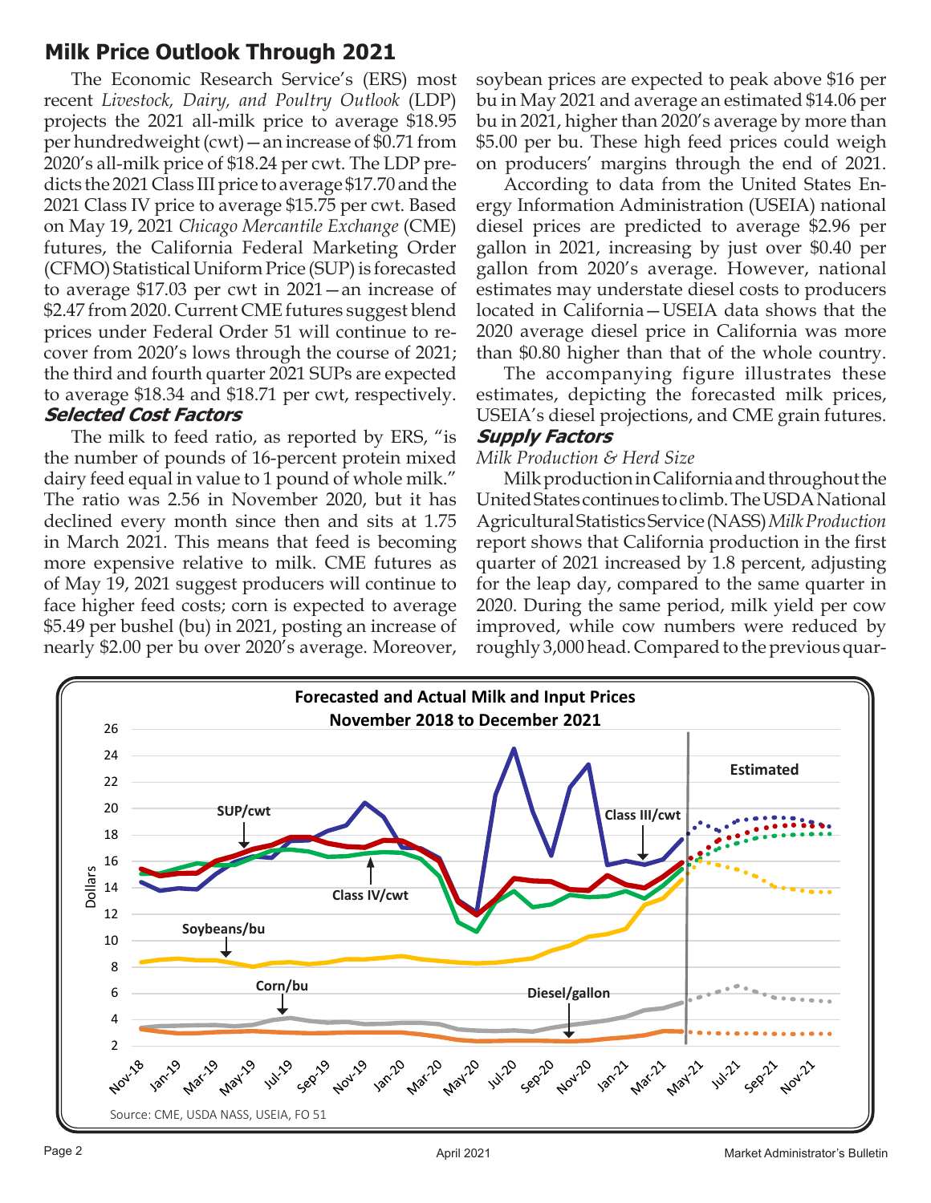## Milk Price Outlook Through 2021

The Economic Research Service's (ERS) most recent *Livestock, Dairy, and Poultry Outlook* (LDP) projects the 2021 all-milk price to average $18.95 per hundredweight (cwt)—an increase of $0.71 from 2020's all-milk price of $18.24 per cwt. The LDP predicts the 2021 Class III price to average $17.70 and the 2021 Class IV price to average $15.75 per cwt. Based on May 19, 2021 *Chicago Mercantile Exchange* (CME) futures, the California Federal Marketing Order (CFMO) Statistical Uniform Price (SUP) is forecasted to average $17.03 per cwt in 2021—an increase of $2.47 from 2020. Current CME futures suggest blend prices under Federal Order 51 will continue to recover from 2020's lows through the course of 2021; the third and fourth quarter 2021 SUPs are expected to average $18.34 and $18.71 per cwt, respectively.

### Selected Cost Factors

The milk to feed ratio, as reported by ERS, "is the number of pounds of 16-percent protein mixed dairy feed equal in value to 1 pound of whole milk." The ratio was 2.56 in November 2020, but it has declined every month since then and sits at 1.75 in March 2021. This means that feed is becoming more expensive relative to milk. CME futures as of May 19, 2021 suggest producers will continue to face higher feed costs; corn is expected to average $5.49 per bushel (bu) in 2021, posting an increase of nearly $2.00 per bu over 2020's average. Moreover, soybean prices are expected to peak above $16 per bu in May 2021 and average an estimated $14.06 per bu in 2021, higher than 2020's average by more than $5.00 per bu. These high feed prices could weigh on producers' margins through the end of 2021.

According to data from the United States Energy Information Administration (USEIA) national diesel prices are predicted to average $2.96 per gallon in 2021, increasing by just over $0.40 per gallon from 2020's average. However, national estimates may understate diesel costs to producers located in California—USEIA data shows that the 2020 average diesel price in California was more than $0.80 higher than that of the whole country.

The accompanying figure illustrates these estimates, depicting the forecasted milk prices, USEIA's diesel projections, and CME grain futures.

### Supply Factors

*Milk Production & Herd Size*

Milk production in California and throughout the United States continues to climb. The USDA National Agricultural Statistics Service (NASS) *Milk Production* report shows that California production in the first quarter of 2021 increased by 1.8 percent, adjusting for the leap day, compared to the same quarter in 2020. During the same period, milk yield per cow improved, while cow numbers were reduced by roughly 3,000 head. Compared to the previous quar-

**Forecasted and Actual Milk and Input Prices**
**November 2018 to December 2021**

Source: CME, USDA NASS, USEIA, FO 51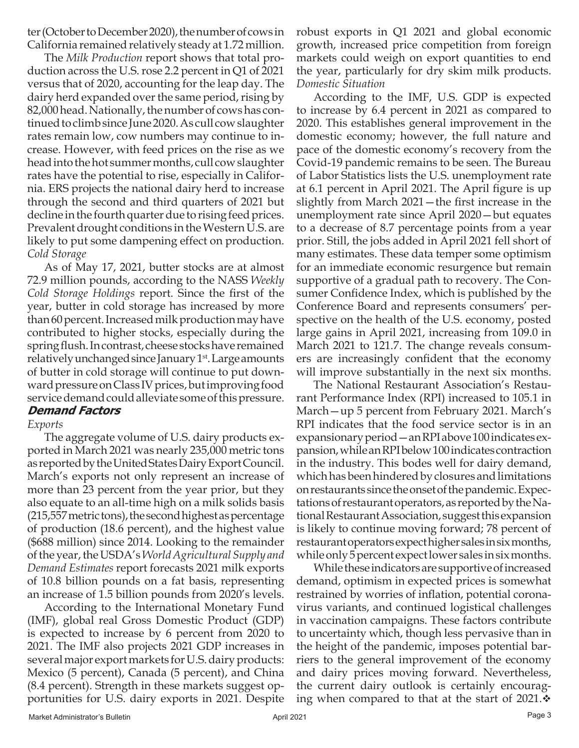ter (October to December 2020), the number of cows in California remained relatively steady at 1.72 million.

The *Milk Production* report shows that total production across the U.S. rose 2.2 percent in Q1 of 2021 versus that of 2020, accounting for the leap day. The dairy herd expanded over the same period, rising by 82,000 head. Nationally, the number of cows has continued to climb since June 2020. As cull cow slaughter rates remain low, cow numbers may continue to increase. However, with feed prices on the rise as we head into the hot summer months, cull cow slaughter rates have the potential to rise, especially in California. ERS projects the national dairy herd to increase through the second and third quarters of 2021 but decline in the fourth quarter due to rising feed prices. Prevalent drought conditions in the Western U.S. are likely to put some dampening effect on production.

*Cold Storage*

As of May 17, 2021, butter stocks are at almost 72.9 million pounds, according to the NASS *Weekly Cold Storage Holdings* report. Since the first of the year, butter in cold storage has increased by more than 60 percent. Increased milk production may have contributed to higher stocks, especially during the spring flush. In contrast, cheese stocks have remained relatively unchanged since January 1st. Large amounts of butter in cold storage will continue to put downward pressure on Class IV prices, but improving food service demand could alleviate some of this pressure.

### Demand Factors

*Exports*

The aggregate volume of U.S. dairy products exported in March 2021 was nearly 235,000 metric tons as reported by the United States Dairy Export Council. March's exports not only represent an increase of more than 23 percent from the year prior, but they also equate to an all-time high on a milk solids basis (215,557 metric tons), the second highest as percentage of production (18.6 percent), and the highest value ($688 million) since 2014. Looking to the remainder of the year, the USDA's *World Agricultural Supply and Demand Estimates* report forecasts 2021 milk exports of 10.8 billion pounds on a fat basis, representing an increase of 1.5 billion pounds from 2020's levels.

According to the International Monetary Fund (IMF), global real Gross Domestic Product (GDP) is expected to increase by 6 percent from 2020 to 2021. The IMF also projects 2021 GDP increases in several major export markets for U.S. dairy products: Mexico (5 percent), Canada (5 percent), and China (8.4 percent). Strength in these markets suggest opportunities for U.S. dairy exports in 2021. Despite robust exports in Q1 2021 and global economic growth, increased price competition from foreign markets could weigh on export quantities to end the year, particularly for dry skim milk products.

*Domestic Situation*

According to the IMF, U.S. GDP is expected to increase by 6.4 percent in 2021 as compared to 2020. This establishes general improvement in the domestic economy; however, the full nature and pace of the domestic economy's recovery from the Covid-19 pandemic remains to be seen. The Bureau of Labor Statistics lists the U.S. unemployment rate at 6.1 percent in April 2021. The April figure is up slightly from March 2021—the first increase in the unemployment rate since April 2020—but equates to a decrease of 8.7 percentage points from a year prior. Still, the jobs added in April 2021 fell short of many estimates. These data temper some optimism for an immediate economic resurgence but remain supportive of a gradual path to recovery. The Consumer Confidence Index, which is published by the Conference Board and represents consumers' perspective on the health of the U.S. economy, posted large gains in April 2021, increasing from 109.0 in March 2021 to 121.7. The change reveals consumers are increasingly confident that the economy will improve substantially in the next six months.

The National Restaurant Association's Restaurant Performance Index (RPI) increased to 105.1 in March—up 5 percent from February 2021. March's RPI indicates that the food service sector is in an expansionary period—an RPI above 100 indicates expansion, while an RPI below 100 indicates contraction in the industry. This bodes well for dairy demand, which has been hindered by closures and limitations on restaurants since the onset of the pandemic. Expectations of restaurant operators, as reported by the National Restaurant Association, suggest this expansion is likely to continue moving forward; 78 percent of restaurant operators expect higher sales in six months, while only 5 percent expect lower sales in six months.

While these indicators are supportive of increased demand, optimism in expected prices is somewhat restrained by worries of inflation, potential coronavirus variants, and continued logistical challenges in vaccination campaigns. These factors contribute to uncertainty which, though less pervasive than in the height of the pandemic, imposes potential barriers to the general improvement of the economy and dairy prices moving forward. Nevertheless, the current dairy outlook is certainly encouraging when compared to that at the start of 2021.❖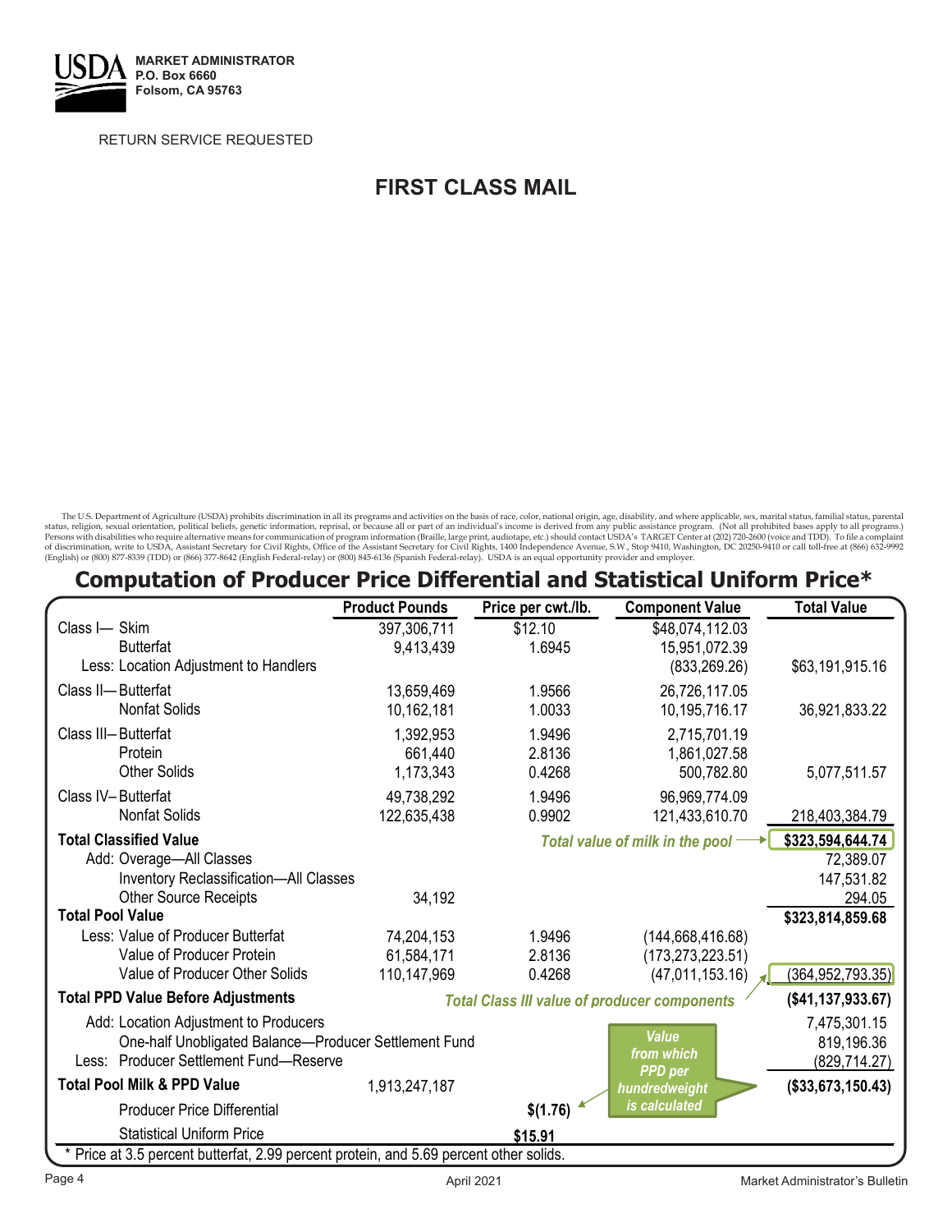MARKET ADMINISTRATOR
P.O. Box 6660
Folsom, CA 95763

RETURN SERVICE REQUESTED

**FIRST CLASS MAIL**

The U.S. Department of Agriculture (USDA) prohibits discrimination in all its programs and activities on the basis of race, color, national origin, age, disability, and where applicable, sex, marital status, familial status, parental status, religion, sexual orientation, political beliefs, genetic information, reprisal, or because all or part of an individual's income is derived from any public assistance program. (Not all prohibited bases apply to all programs.) Persons with disabilities who require alternative means for communication of program information (Braille, large print, audiotape, etc.) should contact USDA's TARGET Center at (202) 720-2600 (voice and TDD). To file a complaint of discrimination, write to USDA, Assistant Secretary for Civil Rights, Office of the Assistant Secretary for Civil Rights, 1400 Independence Avenue, S.W., Stop 9410, Washington, DC 20250-9410 or call toll-free at (866) 632-9992 (English) or (800) 877-8339 (TDD) or (866) 377-8642 (English Federal-relay) or (800) 845-6136 (Spanish Federal-relay). USDA is an equal opportunity provider and employer.

## Computation of Producer Price Differential and Statistical Uniform Price*

| | Product Pounds | Price per cwt./lb. | Component Value | Total Value |
|---|---|---|---|---|
| Class I— Skim | 397,306,711 | $12.10 | $48,074,112.03 | |
| Butterfat | 9,413,439 | 1.6945 | 15,951,072.39 | |
| Less: Location Adjustment to Handlers | | | (833,269.26) | $63,191,915.16 |
| Class II— Butterfat | 13,659,469 | 1.9566 | 26,726,117.05 | |
| Nonfat Solids | 10,162,181 | 1.0033 | 10,195,716.17 | 36,921,833.22 |
| Class III– Butterfat | 1,392,953 | 1.9496 | 2,715,701.19 | |
| Protein | 661,440 | 2.8136 | 1,861,027.58 | |
| Other Solids | 1,173,343 | 0.4268 | 500,782.80 | 5,077,511.57 |
| Class IV– Butterfat | 49,738,292 | 1.9496 | 96,969,774.09 | |
| Nonfat Solids | 122,635,438 | 0.9902 | 121,433,610.70 | 218,403,384.79 |
| **Total Classified Value** | | | *Total value of milk in the pool* → | **$323,594,644.74** |
| Add: Overage—All Classes | | | | 72,389.07 |
| Inventory Reclassification—All Classes | | | | 147,531.82 |
| Other Source Receipts | 34,192 | | | 294.05 |
| **Total Pool Value** | | | | **$323,814,859.68** |
| Less: Value of Producer Butterfat | 74,204,153 | 1.9496 | (144,668,416.68) | |
| Value of Producer Protein | 61,584,171 | 2.8136 | (173,273,223.51) | |
| Value of Producer Other Solids | 110,147,969 | 0.4268 | (47,011,153.16) | (364,952,793.35) |
| **Total PPD Value Before Adjustments** | | *Total Class III value of producer components* | | **($41,137,933.67)** |
| Add: Location Adjustment to Producers | | | | 7,475,301.15 |
| One-half Unobligated Balance—Producer Settlement Fund | | | | 819,196.36 |
| Less: Producer Settlement Fund—Reserve | | | | (829,714.27) |
| **Total Pool Milk & PPD Value** | 1,913,247,187 | | *Value from which PPD per hundredweight is calculated* | **($33,673,150.43)** |
| Producer Price Differential | | **$(1.76)** | | |
| Statistical Uniform Price | | **$15.91** | | |

\* Price at 3.5 percent butterfat, 2.99 percent protein, and 5.69 percent other solids.

April 2021

Market Administrator's Bulletin